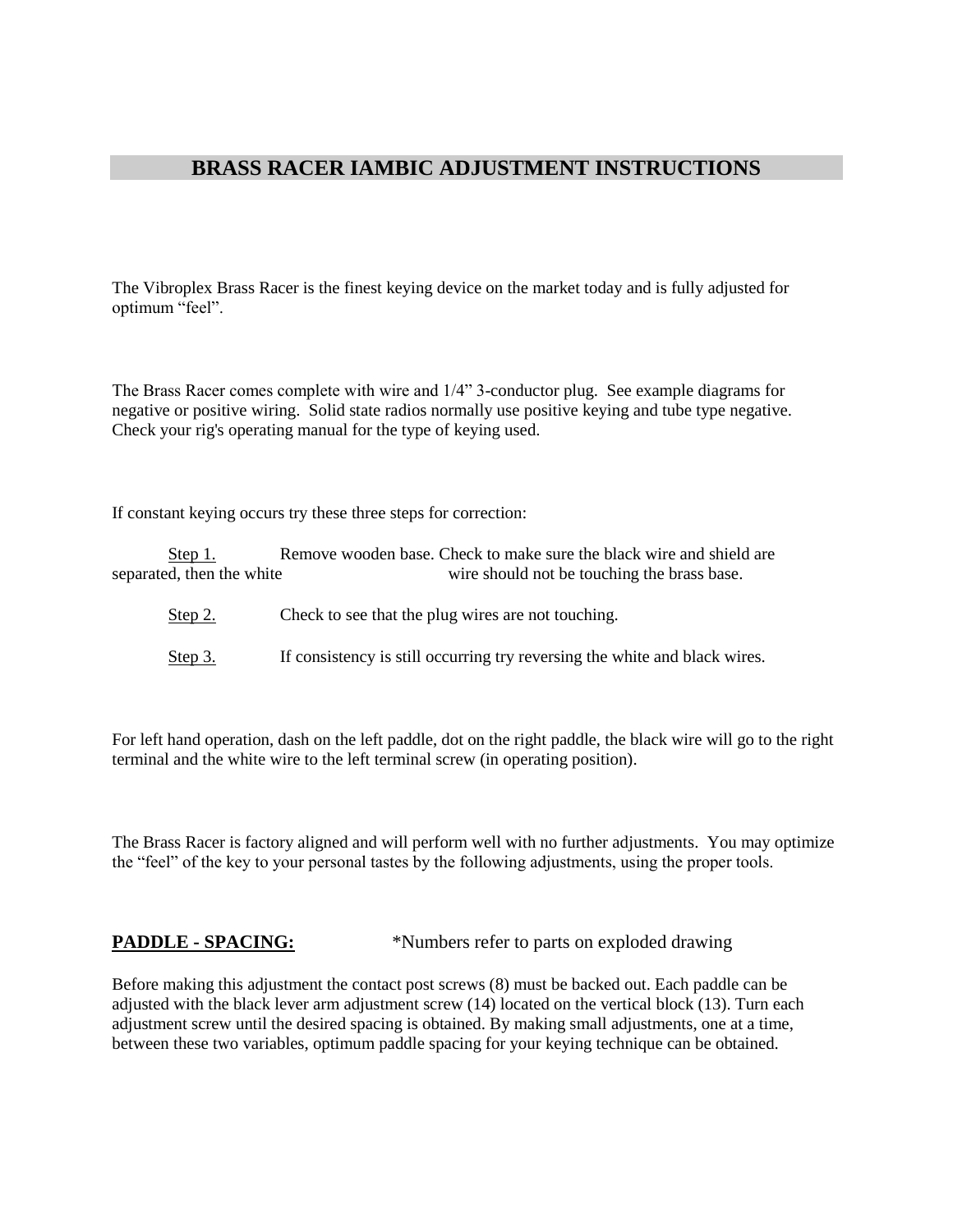# BRASS RACER IAMBIC ADJUSTMENT INSTRUCTIONS

The Vibroplex Brass Racer is the finest keying device on the market today and is fully adjusted for optimum "feel".

The Brass Racer comes complete with wire and 1/4" 3-conductor plug. See example diagrams for negative or positive wiring. Solid state radios normally use positive keying and tube type negative. Check your rig's operating manual for the type of keying used.

If constant keying occurs try these three steps for correction:

<u>Step 1.</u> Remove wooden base. Check to make sure the black wire and shield are separated, then the white wire should not be touching the brass base.

<u>Step 2.</u> Check to see that the plug wires are not touching.

<u>Step 3.</u> If consistency is still occurring try reversing the white and black wires.

For left hand operation, dash on the left paddle, dot on the right paddle, the black wire will go to the right terminal and the white wire to the left terminal screw (in operating position).

The Brass Racer is factory aligned and will perform well with no further adjustments. You may optimize the "feel" of the key to your personal tastes by the following adjustments, using the proper tools.

**<u>PADDLE - SPACING:</u>** *Numbers refer to parts on exploded drawing

Before making this adjustment the contact post screws (8) must be backed out. Each paddle can be adjusted with the black lever arm adjustment screw (14) located on the vertical block (13). Turn each adjustment screw until the desired spacing is obtained. By making small adjustments, one at a time, between these two variables, optimum paddle spacing for your keying technique can be obtained.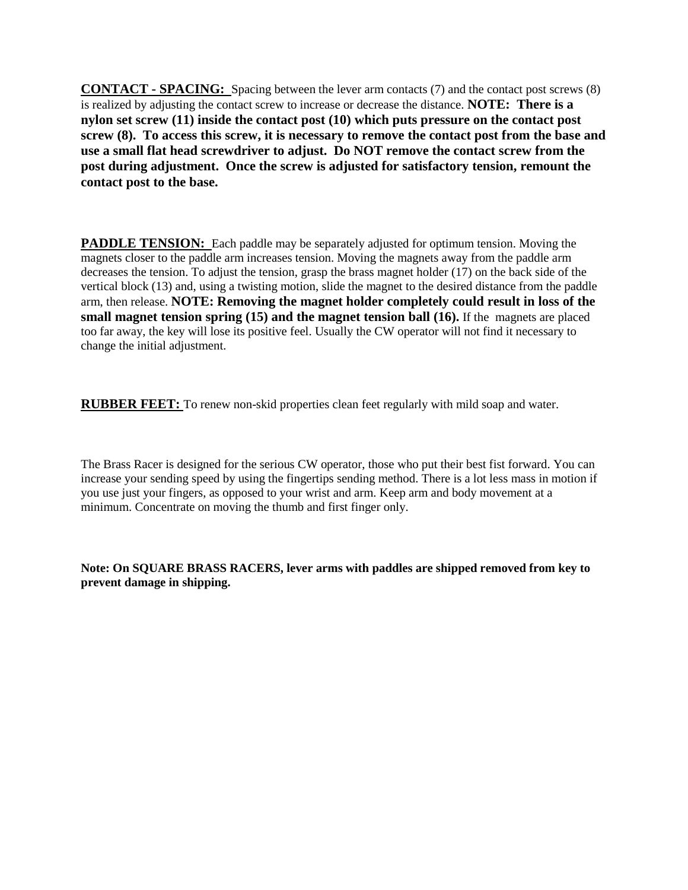**CONTACT - SPACING:** Spacing between the lever arm contacts (7) and the contact post screws (8) is realized by adjusting the contact screw to increase or decrease the distance. **NOTE: There is a nylon set screw (11) inside the contact post (10) which puts pressure on the contact post screw (8). To access this screw, it is necessary to remove the contact post from the base and use a small flat head screwdriver to adjust. Do NOT remove the contact screw from the post during adjustment. Once the screw is adjusted for satisfactory tension, remount the contact post to the base.**

**PADDLE TENSION:** Each paddle may be separately adjusted for optimum tension. Moving the magnets closer to the paddle arm increases tension. Moving the magnets away from the paddle arm decreases the tension. To adjust the tension, grasp the brass magnet holder (17) on the back side of the vertical block (13) and, using a twisting motion, slide the magnet to the desired distance from the paddle arm, then release. **NOTE: Removing the magnet holder completely could result in loss of the small magnet tension spring (15) and the magnet tension ball (16).** If the magnets are placed too far away, the key will lose its positive feel. Usually the CW operator will not find it necessary to change the initial adjustment.

**RUBBER FEET:** To renew non-skid properties clean feet regularly with mild soap and water.

The Brass Racer is designed for the serious CW operator, those who put their best fist forward. You can increase your sending speed by using the fingertips sending method. There is a lot less mass in motion if you use just your fingers, as opposed to your wrist and arm. Keep arm and body movement at a minimum. Concentrate on moving the thumb and first finger only.

**Note: On SQUARE BRASS RACERS, lever arms with paddles are shipped removed from key to prevent damage in shipping.**